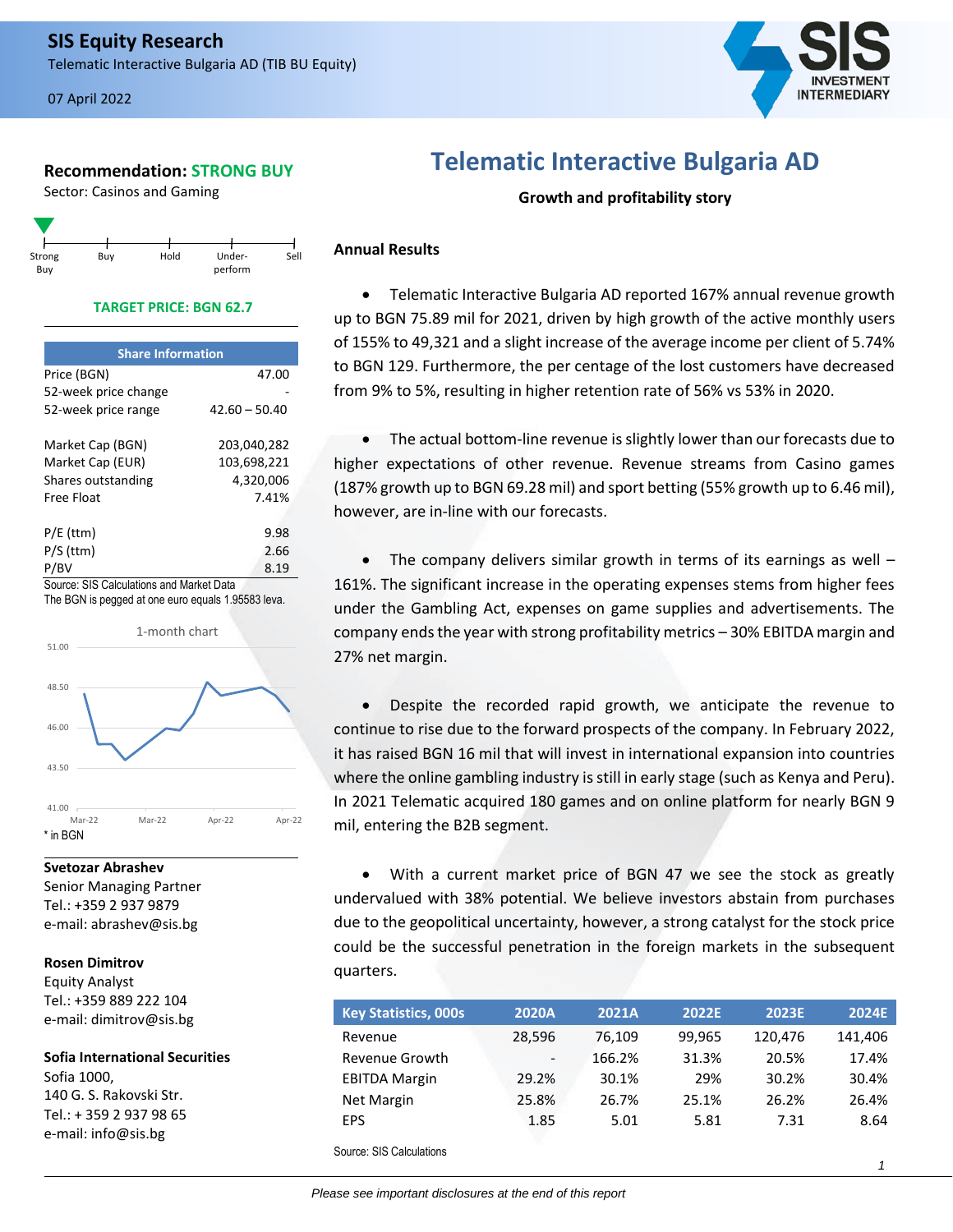# SIS Equity Research

Telematic Interactive Bulgaria AD (TIB BU Equity)

07 April 2022

**Recommendation: STRONG BUY**

Sector: Casinos and Gaming

Strong Buy | Buy | Hold | Under-perform | Sell

**TARGET PRICE: BGN 62.7**

| Share Information | |
|---|---|
| Price (BGN) | 47.00 |
| 52-week price change | - |
| 52-week price range | 42.60 – 50.40 |
| Market Cap (BGN) | 203,040,282 |
| Market Cap (EUR) | 103,698,221 |
| Shares outstanding | 4,320,006 |
| Free Float | 7.41% |
| P/E (ttm) | 9.98 |
| P/S (ttm) | 2.66 |
| P/BV | 8.19 |

Source: SIS Calculations and Market Data

The BGN is pegged at one euro equals 1.95583 leva.

1-month chart

\* in BGN

**Svetozar Abrashev**
Senior Managing Partner
Tel.: +359 2 937 9879
e-mail: abrashev@sis.bg

**Rosen Dimitrov**
Equity Analyst
Tel.: +359 889 222 104
e-mail: dimitrov@sis.bg

**Sofia International Securities**
Sofia 1000,
140 G. S. Rakovski Str.
Tel.: + 359 2 937 98 65
e-mail: info@sis.bg

# Telematic Interactive Bulgaria AD

**Growth and profitability story**

## Annual Results

- Telematic Interactive Bulgaria AD reported 167% annual revenue growth up to BGN 75.89 mil for 2021, driven by high growth of the active monthly users of 155% to 49,321 and a slight increase of the average income per client of 5.74% to BGN 129. Furthermore, the per centage of the lost customers have decreased from 9% to 5%, resulting in higher retention rate of 56% vs 53% in 2020.

- The actual bottom-line revenue is slightly lower than our forecasts due to higher expectations of other revenue. Revenue streams from Casino games (187% growth up to BGN 69.28 mil) and sport betting (55% growth up to 6.46 mil), however, are in-line with our forecasts.

- The company delivers similar growth in terms of its earnings as well – 161%. The significant increase in the operating expenses stems from higher fees under the Gambling Act, expenses on game supplies and advertisements. The company ends the year with strong profitability metrics – 30% EBITDA margin and 27% net margin.

- Despite the recorded rapid growth, we anticipate the revenue to continue to rise due to the forward prospects of the company. In February 2022, it has raised BGN 16 mil that will invest in international expansion into countries where the online gambling industry is still in early stage (such as Kenya and Peru). In 2021 Telematic acquired 180 games and on online platform for nearly BGN 9 mil, entering the B2B segment.

- With a current market price of BGN 47 we see the stock as greatly undervalued with 38% potential. We believe investors abstain from purchases due to the geopolitical uncertainty, however, a strong catalyst for the stock price could be the successful penetration in the foreign markets in the subsequent quarters.

| Key Statistics, 000s | 2020A | 2021A | 2022E | 2023E | 2024E |
|---|---|---|---|---|---|
| Revenue | 28,596 | 76,109 | 99,965 | 120,476 | 141,406 |
| Revenue Growth | - | 166.2% | 31.3% | 20.5% | 17.4% |
| EBITDA Margin | 29.2% | 30.1% | 29% | 30.2% | 30.4% |
| Net Margin | 25.8% | 26.7% | 25.1% | 26.2% | 26.4% |
| EPS | 1.85 | 5.01 | 5.81 | 7.31 | 8.64 |

Source: SIS Calculations

*Please see important disclosures at the end of this report*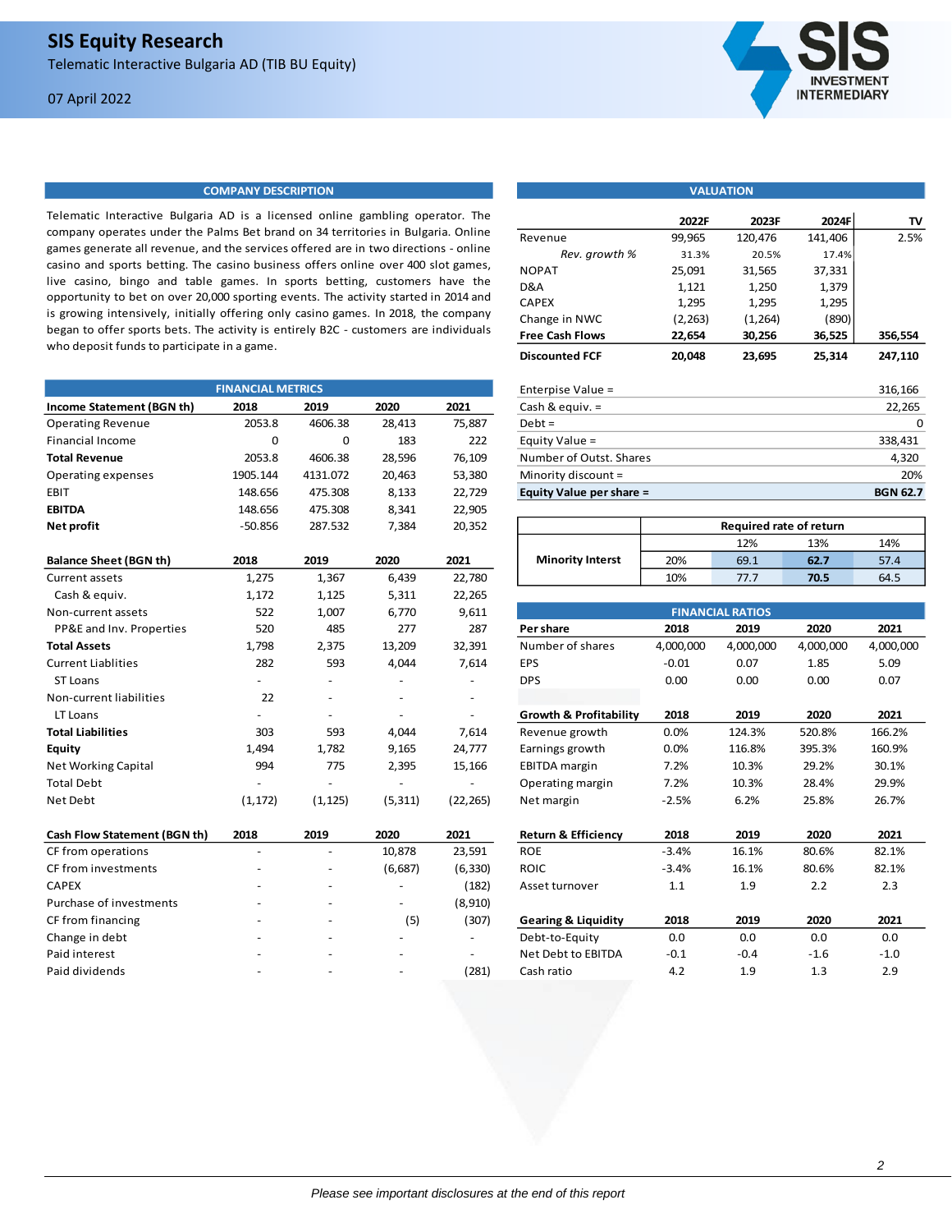# SIS Equity Research

Telematic Interactive Bulgaria AD (TIB BU Equity)

07 April 2022

## COMPANY DESCRIPTION

Telematic Interactive Bulgaria AD is a licensed online gambling operator. The company operates under the Palms Bet brand on 34 territories in Bulgaria. Online games generate all revenue, and the services offered are in two directions - online casino and sports betting. The casino business offers online over 400 slot games, live casino, bingo and table games. In sports betting, customers have the opportunity to bet on over 20,000 sporting events. The activity started in 2014 and is growing intensively, initially offering only casino games. In 2018, the company began to offer sports bets. The activity is entirely B2C - customers are individuals who deposit funds to participate in a game.

## FINANCIAL METRICS

| Income Statement (BGN th) | 2018 | 2019 | 2020 | 2021 |
|---|---|---|---|---|
| Operating Revenue | 2053.8 | 4606.38 | 28,413 | 75,887 |
| Financial Income | 0 | 0 | 183 | 222 |
| **Total Revenue** | 2053.8 | 4606.38 | 28,596 | 76,109 |
| Operating expenses | 1905.144 | 4131.072 | 20,463 | 53,380 |
| EBIT | 148.656 | 475.308 | 8,133 | 22,729 |
| **EBITDA** | 148.656 | 475.308 | 8,341 | 22,905 |
| **Net profit** | -50.856 | 287.532 | 7,384 | 20,352 |

| Balance Sheet (BGN th) | 2018 | 2019 | 2020 | 2021 |
|---|---|---|---|---|
| Current assets | 1,275 | 1,367 | 6,439 | 22,780 |
| Cash & equiv. | 1,172 | 1,125 | 5,311 | 22,265 |
| Non-current assets | 522 | 1,007 | 6,770 | 9,611 |
| PP&E and Inv. Properties | 520 | 485 | 277 | 287 |
| **Total Assets** | 1,798 | 2,375 | 13,209 | 32,391 |
| Current Liablities | 282 | 593 | 4,044 | 7,614 |
| ST Loans | - | - | - | - |
| Non-current liabilities | 22 | - | - | - |
| LT Loans | - | - | - | - |
| **Total Liabilities** | 303 | 593 | 4,044 | 7,614 |
| **Equity** | 1,494 | 1,782 | 9,165 | 24,777 |
| Net Working Capital | 994 | 775 | 2,395 | 15,166 |
| Total Debt | - | - | - | - |
| Net Debt | (1,172) | (1,125) | (5,311) | (22,265) |

| Cash Flow Statement (BGN th) | 2018 | 2019 | 2020 | 2021 |
|---|---|---|---|---|
| CF from operations | - | - | 10,878 | 23,591 |
| CF from investments | - | - | (6,687) | (6,330) |
| CAPEX | - | - | - | (182) |
| Purchase of investments | - | - | - | (8,910) |
| CF from financing | - | - | (5) | (307) |
| Change in debt | - | - | - | - |
| Paid interest | - | - | - | - |
| Paid dividends | - | - | - | (281) |

## VALUATION

| | 2022F | 2023F | 2024F | TV |
|---|---|---|---|---|
| Revenue | 99,965 | 120,476 | 141,406 | 2.5% |
| *Rev. growth %* | 31.3% | 20.5% | 17.4% | |
| NOPAT | 25,091 | 31,565 | 37,331 | |
| D&A | 1,121 | 1,250 | 1,379 | |
| CAPEX | 1,295 | 1,295 | 1,295 | |
| Change in NWC | (2,263) | (1,264) | (890) | |
| **Free Cash Flows** | **22,654** | **30,256** | **36,525** | **356,554** |
| **Discounted FCF** | **20,048** | **23,695** | **25,314** | **247,110** |

| | |
|---|---|
| Enterprise Value = | 316,166 |
| Cash & equiv. = | 22,265 |
| Debt = | 0 |
| Equity Value = | 338,431 |
| Number of Outst. Shares | 4,320 |
| Minority discount = | 20% |
| **Equity Value per share =** | **BGN 62.7** |

| | | Required rate of return | | |
|---|---|---|---|---|
| | | 12% | 13% | 14% |
| **Minority Interst** | 20% | 69.1 | **62.7** | 57.4 |
| | 10% | 77.7 | **70.5** | 64.5 |

## FINANCIAL RATIOS

| Per share | 2018 | 2019 | 2020 | 2021 |
|---|---|---|---|---|
| Number of shares | 4,000,000 | 4,000,000 | 4,000,000 | 4,000,000 |
| EPS | -0.01 | 0.07 | 1.85 | 5.09 |
| DPS | 0.00 | 0.00 | 0.00 | 0.07 |

| Growth & Profitability | 2018 | 2019 | 2020 | 2021 |
|---|---|---|---|---|
| Revenue growth | 0.0% | 124.3% | 520.8% | 166.2% |
| Earnings growth | 0.0% | 116.8% | 395.3% | 160.9% |
| EBITDA margin | 7.2% | 10.3% | 29.2% | 30.1% |
| Operating margin | 7.2% | 10.3% | 28.4% | 29.9% |
| Net margin | -2.5% | 6.2% | 25.8% | 26.7% |

| Return & Efficiency | 2018 | 2019 | 2020 | 2021 |
|---|---|---|---|---|
| ROE | -3.4% | 16.1% | 80.6% | 82.1% |
| ROIC | -3.4% | 16.1% | 80.6% | 82.1% |
| Asset turnover | 1.1 | 1.9 | 2.2 | 2.3 |

| Gearing & Liquidity | 2018 | 2019 | 2020 | 2021 |
|---|---|---|---|---|
| Debt-to-Equity | 0.0 | 0.0 | 0.0 | 0.0 |
| Net Debt to EBITDA | -0.1 | -0.4 | -1.6 | -1.0 |
| Cash ratio | 4.2 | 1.9 | 1.3 | 2.9 |

*Please see important disclosures at the end of this report*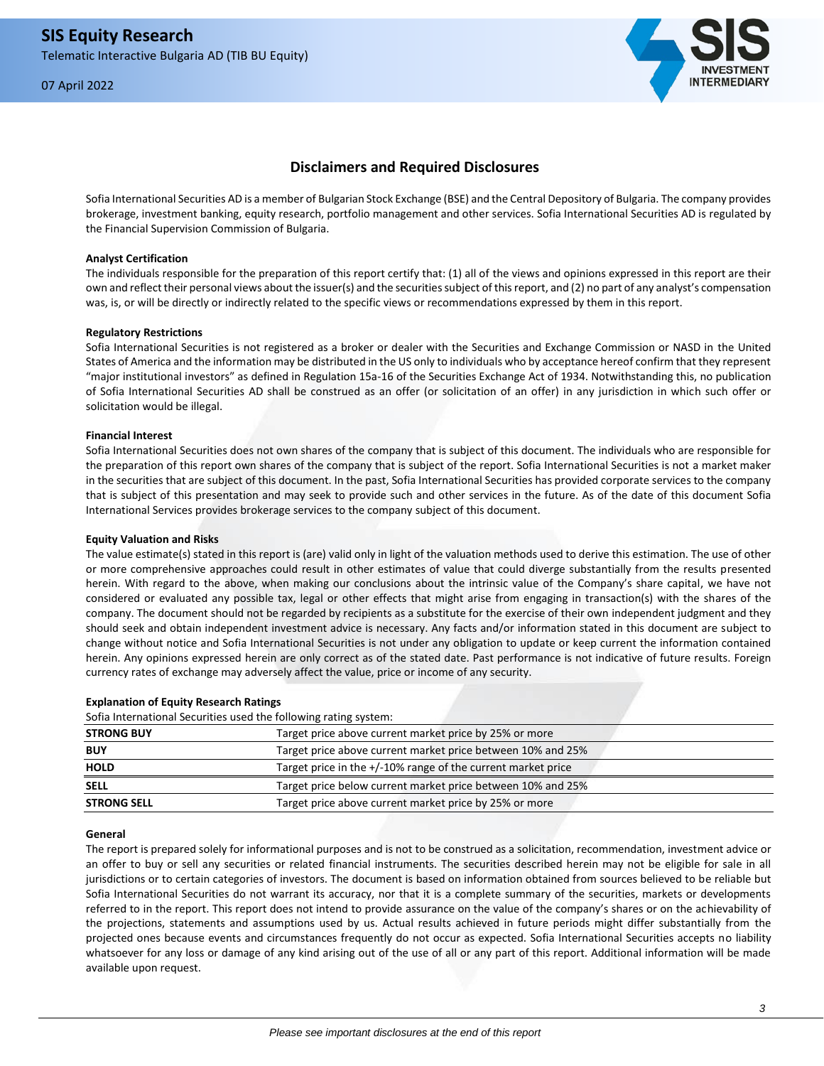## Disclaimers and Required Disclosures

Sofia International Securities AD is a member of Bulgarian Stock Exchange (BSE) and the Central Depository of Bulgaria. The company provides brokerage, investment banking, equity research, portfolio management and other services. Sofia International Securities AD is regulated by the Financial Supervision Commission of Bulgaria.

**Analyst Certification**

The individuals responsible for the preparation of this report certify that: (1) all of the views and opinions expressed in this report are their own and reflect their personal views about the issuer(s) and the securities subject of this report, and (2) no part of any analyst's compensation was, is, or will be directly or indirectly related to the specific views or recommendations expressed by them in this report.

**Regulatory Restrictions**

Sofia International Securities is not registered as a broker or dealer with the Securities and Exchange Commission or NASD in the United States of America and the information may be distributed in the US only to individuals who by acceptance hereof confirm that they represent "major institutional investors" as defined in Regulation 15a-16 of the Securities Exchange Act of 1934. Notwithstanding this, no publication of Sofia International Securities AD shall be construed as an offer (or solicitation of an offer) in any jurisdiction in which such offer or solicitation would be illegal.

**Financial Interest**

Sofia International Securities does not own shares of the company that is subject of this document. The individuals who are responsible for the preparation of this report own shares of the company that is subject of the report. Sofia International Securities is not a market maker in the securities that are subject of this document. In the past, Sofia International Securities has provided corporate services to the company that is subject of this presentation and may seek to provide such and other services in the future. As of the date of this document Sofia International Services provides brokerage services to the company subject of this document.

**Equity Valuation and Risks**

The value estimate(s) stated in this report is (are) valid only in light of the valuation methods used to derive this estimation. The use of other or more comprehensive approaches could result in other estimates of value that could diverge substantially from the results presented herein. With regard to the above, when making our conclusions about the intrinsic value of the Company's share capital, we have not considered or evaluated any possible tax, legal or other effects that might arise from engaging in transaction(s) with the shares of the company. The document should not be regarded by recipients as a substitute for the exercise of their own independent judgment and they should seek and obtain independent investment advice is necessary. Any facts and/or information stated in this document are subject to change without notice and Sofia International Securities is not under any obligation to update or keep current the information contained herein. Any opinions expressed herein are only correct as of the stated date. Past performance is not indicative of future results. Foreign currency rates of exchange may adversely affect the value, price or income of any security.

**Explanation of Equity Research Ratings**

Sofia International Securities used the following rating system:

| | |
|---|---|
| **STRONG BUY** | Target price above current market price by 25% or more |
| **BUY** | Target price above current market price between 10% and 25% |
| **HOLD** | Target price in the +/-10% range of the current market price |
| **SELL** | Target price below current market price between 10% and 25% |
| **STRONG SELL** | Target price above current market price by 25% or more |

**General**

The report is prepared solely for informational purposes and is not to be construed as a solicitation, recommendation, investment advice or an offer to buy or sell any securities or related financial instruments. The securities described herein may not be eligible for sale in all jurisdictions or to certain categories of investors. The document is based on information obtained from sources believed to be reliable but Sofia International Securities do not warrant its accuracy, nor that it is a complete summary of the securities, markets or developments referred to in the report. This report does not intend to provide assurance on the value of the company's shares or on the achievability of the projections, statements and assumptions used by us. Actual results achieved in future periods might differ substantially from the projected ones because events and circumstances frequently do not occur as expected. Sofia International Securities accepts no liability whatsoever for any loss or damage of any kind arising out of the use of all or any part of this report. Additional information will be made available upon request.